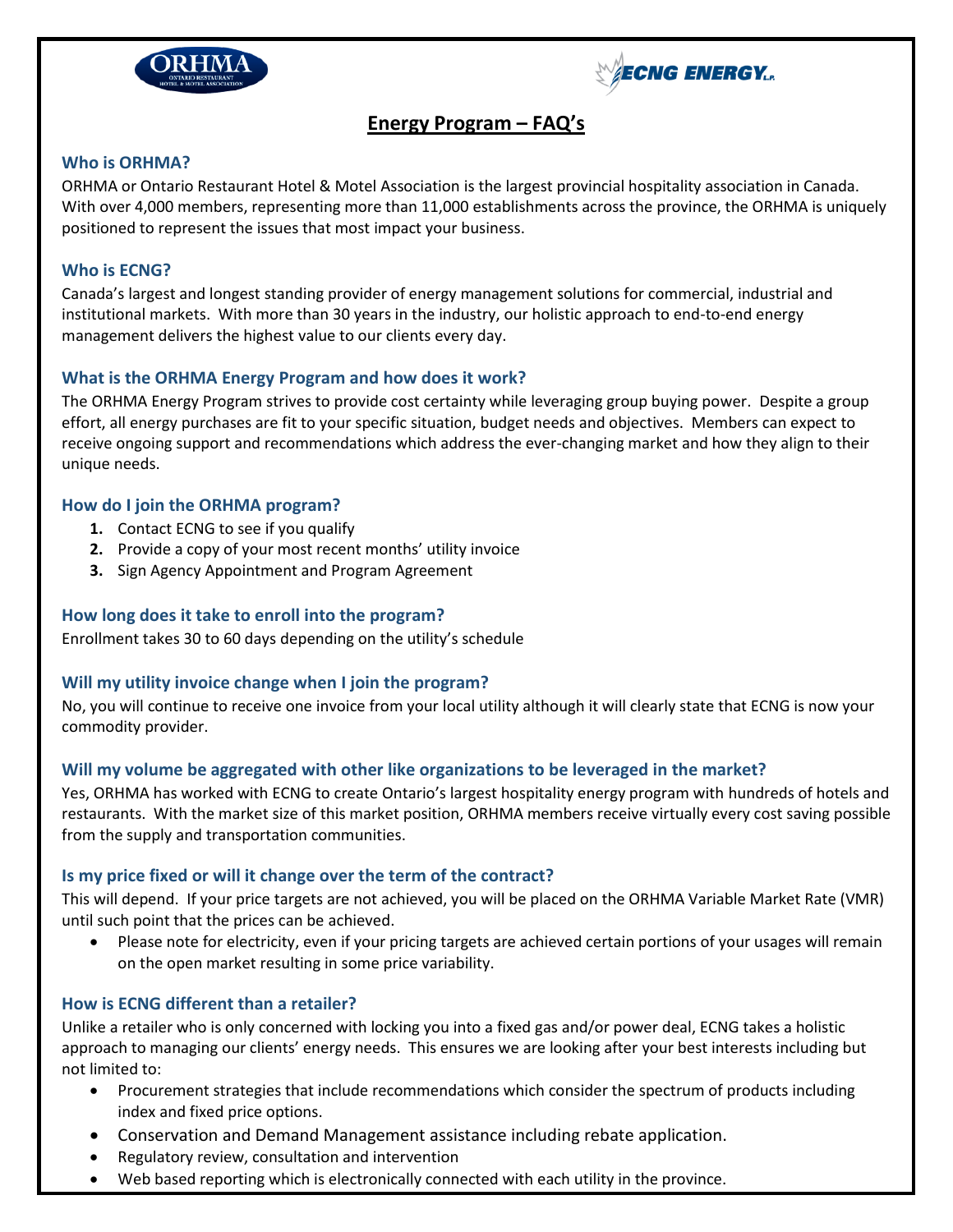# Energy Program – FAQ's

### Who is ORHMA?

ORHMA or Ontario Restaurant Hotel & Motel Association is the largest provincial hospitality association in Canada. With over 4,000 members, representing more than 11,000 establishments across the province, the ORHMA is uniquely positioned to represent the issues that most impact your business.

### Who is ECNG?

Canada's largest and longest standing provider of energy management solutions for commercial, industrial and institutional markets. With more than 30 years in the industry, our holistic approach to end-to-end energy management delivers the highest value to our clients every day.

### What is the ORHMA Energy Program and how does it work?

The ORHMA Energy Program strives to provide cost certainty while leveraging group buying power. Despite a group effort, all energy purchases are fit to your specific situation, budget needs and objectives. Members can expect to receive ongoing support and recommendations which address the ever-changing market and how they align to their unique needs.

### How do I join the ORHMA program?

1. Contact ECNG to see if you qualify
2. Provide a copy of your most recent months' utility invoice
3. Sign Agency Appointment and Program Agreement

### How long does it take to enroll into the program?

Enrollment takes 30 to 60 days depending on the utility's schedule

### Will my utility invoice change when I join the program?

No, you will continue to receive one invoice from your local utility although it will clearly state that ECNG is now your commodity provider.

### Will my volume be aggregated with other like organizations to be leveraged in the market?

Yes, ORHMA has worked with ECNG to create Ontario's largest hospitality energy program with hundreds of hotels and restaurants. With the market size of this market position, ORHMA members receive virtually every cost saving possible from the supply and transportation communities.

### Is my price fixed or will it change over the term of the contract?

This will depend. If your price targets are not achieved, you will be placed on the ORHMA Variable Market Rate (VMR) until such point that the prices can be achieved.

- Please note for electricity, even if your pricing targets are achieved certain portions of your usages will remain on the open market resulting in some price variability.

### How is ECNG different than a retailer?

Unlike a retailer who is only concerned with locking you into a fixed gas and/or power deal, ECNG takes a holistic approach to managing our clients' energy needs. This ensures we are looking after your best interests including but not limited to:

- Procurement strategies that include recommendations which consider the spectrum of products including index and fixed price options.
- Conservation and Demand Management assistance including rebate application.
- Regulatory review, consultation and intervention
- Web based reporting which is electronically connected with each utility in the province.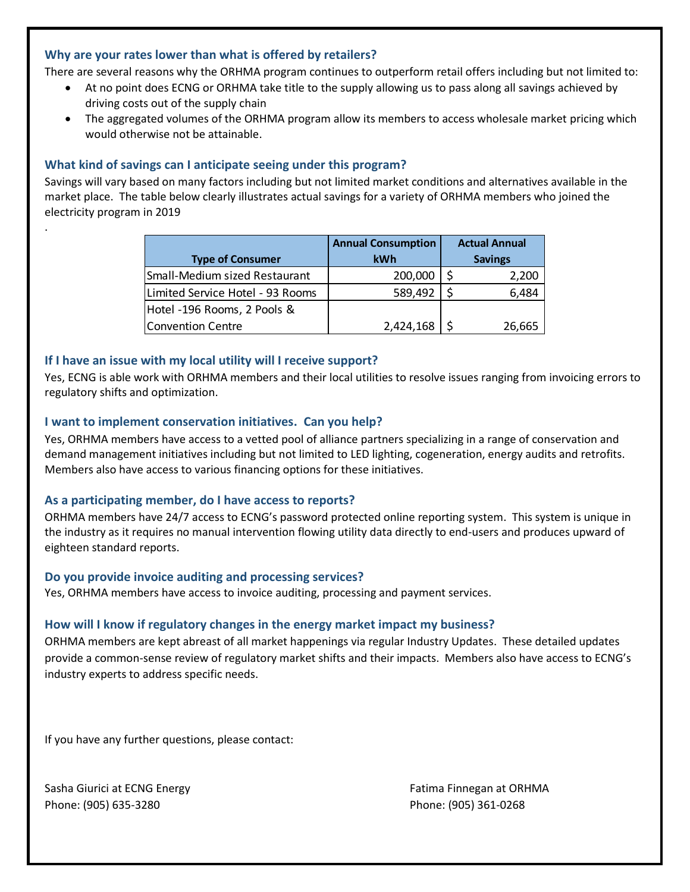### Why are your rates lower than what is offered by retailers?

There are several reasons why the ORHMA program continues to outperform retail offers including but not limited to:

- At no point does ECNG or ORHMA take title to the supply allowing us to pass along all savings achieved by driving costs out of the supply chain
- The aggregated volumes of the ORHMA program allow its members to access wholesale market pricing which would otherwise not be attainable.

### What kind of savings can I anticipate seeing under this program?

Savings will vary based on many factors including but not limited market conditions and alternatives available in the market place. The table below clearly illustrates actual savings for a variety of ORHMA members who joined the electricity program in 2019

.

| Type of Consumer | Annual Consumption kWh | Actual Annual Savings |
|---|---|---|
| Small-Medium sized Restaurant | 200,000 | $ 2,200 |
| Limited Service Hotel - 93 Rooms | 589,492 | $ 6,484 |
| Hotel -196 Rooms, 2 Pools & Convention Centre | 2,424,168 | $ 26,665 |

### If I have an issue with my local utility will I receive support?

Yes, ECNG is able work with ORHMA members and their local utilities to resolve issues ranging from invoicing errors to regulatory shifts and optimization.

### I want to implement conservation initiatives. Can you help?

Yes, ORHMA members have access to a vetted pool of alliance partners specializing in a range of conservation and demand management initiatives including but not limited to LED lighting, cogeneration, energy audits and retrofits. Members also have access to various financing options for these initiatives.

### As a participating member, do I have access to reports?

ORHMA members have 24/7 access to ECNG's password protected online reporting system. This system is unique in the industry as it requires no manual intervention flowing utility data directly to end-users and produces upward of eighteen standard reports.

### Do you provide invoice auditing and processing services?

Yes, ORHMA members have access to invoice auditing, processing and payment services.

### How will I know if regulatory changes in the energy market impact my business?

ORHMA members are kept abreast of all market happenings via regular Industry Updates. These detailed updates provide a common-sense review of regulatory market shifts and their impacts. Members also have access to ECNG's industry experts to address specific needs.

If you have any further questions, please contact:

Sasha Giurici at ECNG Energy
Phone: (905) 635-3280

Fatima Finnegan at ORHMA
Phone: (905) 361-0268